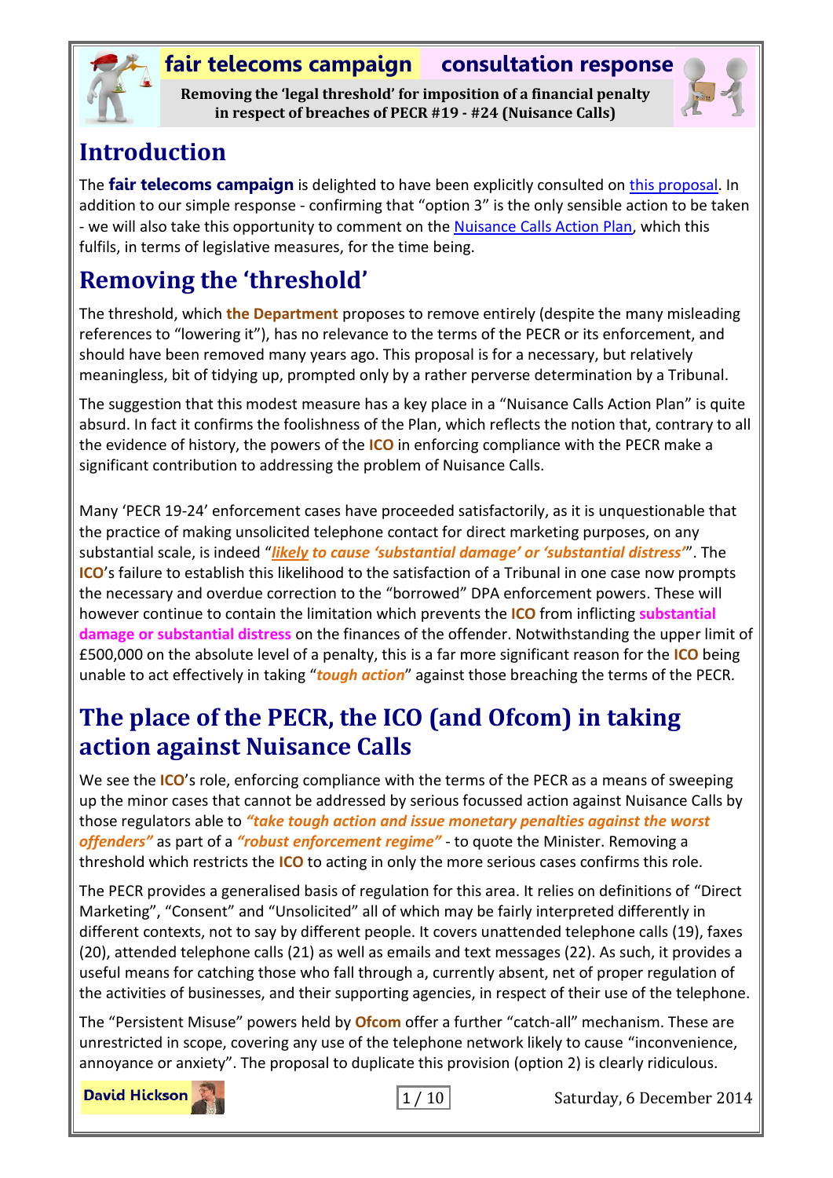# fair telecoms campaign consultation response

**Removing the 'legal threshold' for imposition of a financial penalty in respect of breaches of PECR #19 - #24 (Nuisance Calls)**

## Introduction

The **fair telecoms campaign** is delighted to have been explicitly consulted on this proposal. In addition to our simple response - confirming that "option 3" is the only sensible action to be taken - we will also take this opportunity to comment on the Nuisance Calls Action Plan, which this fulfils, in terms of legislative measures, for the time being.

## Removing the 'threshold'

The threshold, which **the Department** proposes to remove entirely (despite the many misleading references to "lowering it"), has no relevance to the terms of the PECR or its enforcement, and should have been removed many years ago. This proposal is for a necessary, but relatively meaningless, bit of tidying up, prompted only by a rather perverse determination by a Tribunal.

The suggestion that this modest measure has a key place in a "Nuisance Calls Action Plan" is quite absurd. In fact it confirms the foolishness of the Plan, which reflects the notion that, contrary to all the evidence of history, the powers of the **ICO** in enforcing compliance with the PECR make a significant contribution to addressing the problem of Nuisance Calls.

Many 'PECR 19-24' enforcement cases have proceeded satisfactorily, as it is unquestionable that the practice of making unsolicited telephone contact for direct marketing purposes, on any substantial scale, is indeed "***likely** to cause 'substantial damage' or 'substantial distress'*". The **ICO**'s failure to establish this likelihood to the satisfaction of a Tribunal in one case now prompts the necessary and overdue correction to the "borrowed" DPA enforcement powers. These will however continue to contain the limitation which prevents the **ICO** from inflicting **substantial damage or substantial distress** on the finances of the offender. Notwithstanding the upper limit of £500,000 on the absolute level of a penalty, this is a far more significant reason for the **ICO** being unable to act effectively in taking "***tough action***" against those breaching the terms of the PECR.

## The place of the PECR, the ICO (and Ofcom) in taking action against Nuisance Calls

We see the **ICO**'s role, enforcing compliance with the terms of the PECR as a means of sweeping up the minor cases that cannot be addressed by serious focussed action against Nuisance Calls by those regulators able to ***"take tough action and issue monetary penalties against the worst offenders"*** as part of a ***"robust enforcement regime"*** - to quote the Minister. Removing a threshold which restricts the **ICO** to acting in only the more serious cases confirms this role.

The PECR provides a generalised basis of regulation for this area. It relies on definitions of "Direct Marketing", "Consent" and "Unsolicited" all of which may be fairly interpreted differently in different contexts, not to say by different people. It covers unattended telephone calls (19), faxes (20), attended telephone calls (21) as well as emails and text messages (22). As such, it provides a useful means for catching those who fall through a, currently absent, net of proper regulation of the activities of businesses, and their supporting agencies, in respect of their use of the telephone.

The "Persistent Misuse" powers held by **Ofcom** offer a further "catch-all" mechanism. These are unrestricted in scope, covering any use of the telephone network likely to cause "inconvenience, annoyance or anxiety". The proposal to duplicate this provision (option 2) is clearly ridiculous.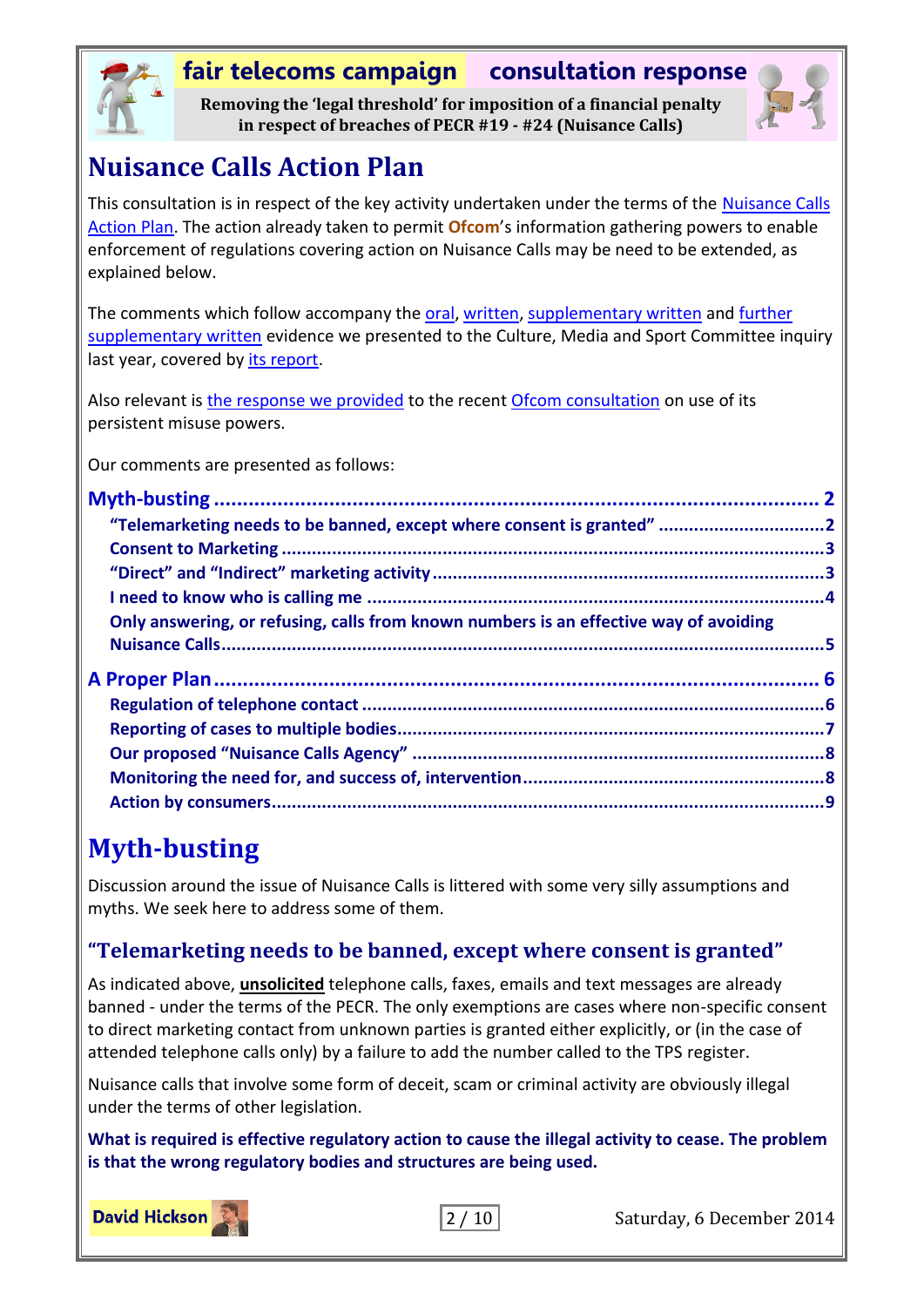# Nuisance Calls Action Plan

This consultation is in respect of the key activity undertaken under the terms of the Nuisance Calls Action Plan. The action already taken to permit **Ofcom**'s information gathering powers to enable enforcement of regulations covering action on Nuisance Calls may be need to be extended, as explained below.

The comments which follow accompany the oral, written, supplementary written and further supplementary written evidence we presented to the Culture, Media and Sport Committee inquiry last year, covered by its report.

Also relevant is the response we provided to the recent Ofcom consultation on use of its persistent misuse powers.

Our comments are presented as follows:

**Myth-busting** .......... 2
- "Telemarketing needs to be banned, except where consent is granted" .......... 2
- Consent to Marketing .......... 3
- "Direct" and "Indirect" marketing activity .......... 3
- I need to know who is calling me .......... 4
- Only answering, or refusing, calls from known numbers is an effective way of avoiding Nuisance Calls .......... 5

**A Proper Plan** .......... 6
- Regulation of telephone contact .......... 6
- Reporting of cases to multiple bodies .......... 7
- Our proposed "Nuisance Calls Agency" .......... 8
- Monitoring the need for, and success of, intervention .......... 8
- Action by consumers .......... 9

# Myth-busting

Discussion around the issue of Nuisance Calls is littered with some very silly assumptions and myths. We seek here to address some of them.

## "Telemarketing needs to be banned, except where consent is granted"

As indicated above, **unsolicited** telephone calls, faxes, emails and text messages are already banned - under the terms of the PECR. The only exemptions are cases where non-specific consent to direct marketing contact from unknown parties is granted either explicitly, or (in the case of attended telephone calls only) by a failure to add the number called to the TPS register.

Nuisance calls that involve some form of deceit, scam or criminal activity are obviously illegal under the terms of other legislation.

**What is required is effective regulatory action to cause the illegal activity to cease. The problem is that the wrong regulatory bodies and structures are being used.**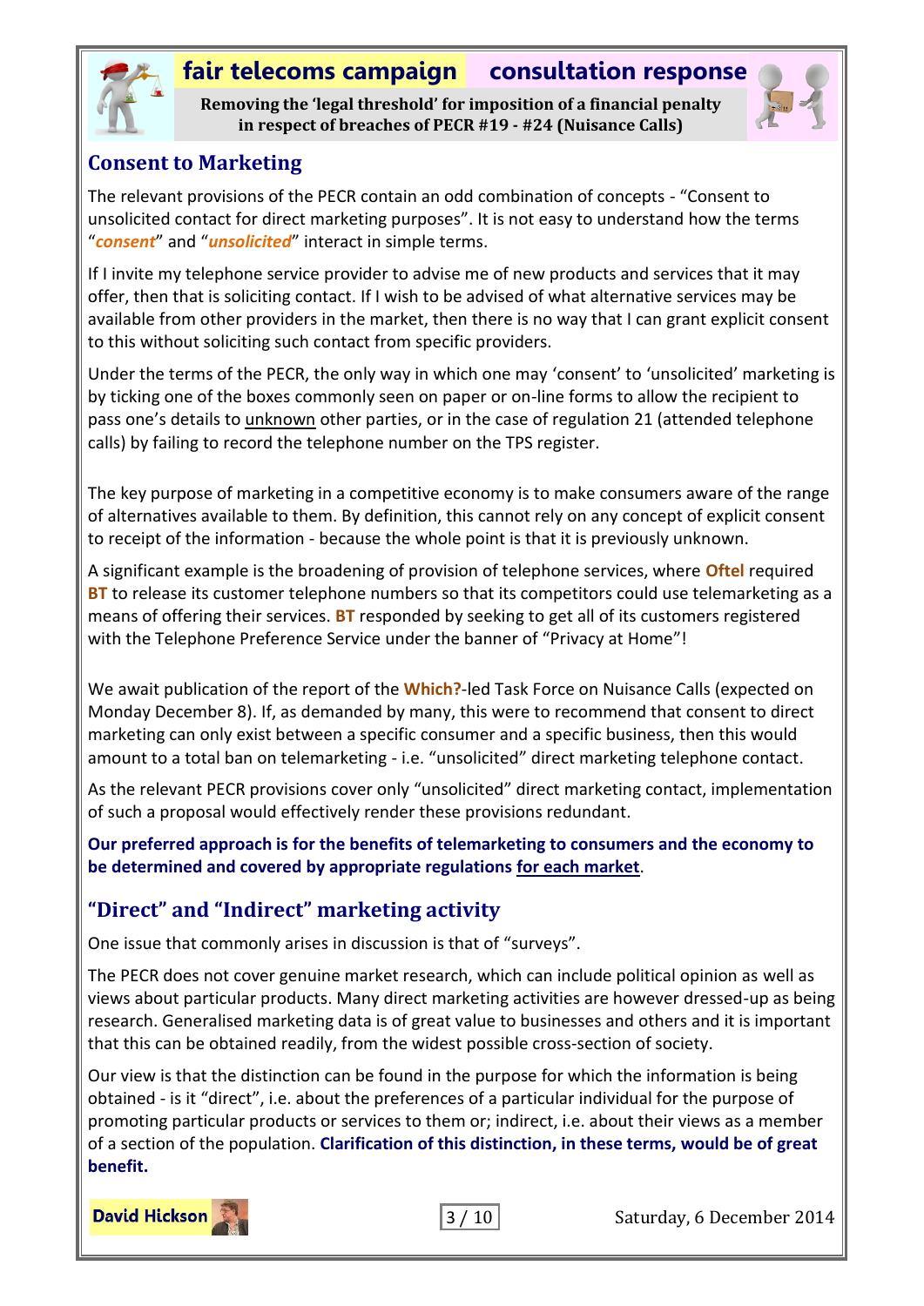## Consent to Marketing

The relevant provisions of the PECR contain an odd combination of concepts - "Consent to unsolicited contact for direct marketing purposes". It is not easy to understand how the terms "***consent***" and "***unsolicited***" interact in simple terms.

If I invite my telephone service provider to advise me of new products and services that it may offer, then that is soliciting contact. If I wish to be advised of what alternative services may be available from other providers in the market, then there is no way that I can grant explicit consent to this without soliciting such contact from specific providers.

Under the terms of the PECR, the only way in which one may 'consent' to 'unsolicited' marketing is by ticking one of the boxes commonly seen on paper or on-line forms to allow the recipient to pass one's details to unknown other parties, or in the case of regulation 21 (attended telephone calls) by failing to record the telephone number on the TPS register.

The key purpose of marketing in a competitive economy is to make consumers aware of the range of alternatives available to them. By definition, this cannot rely on any concept of explicit consent to receipt of the information - because the whole point is that it is previously unknown.

A significant example is the broadening of provision of telephone services, where **Oftel** required **BT** to release its customer telephone numbers so that its competitors could use telemarketing as a means of offering their services. **BT** responded by seeking to get all of its customers registered with the Telephone Preference Service under the banner of "Privacy at Home"!

We await publication of the report of the **Which?**-led Task Force on Nuisance Calls (expected on Monday December 8). If, as demanded by many, this were to recommend that consent to direct marketing can only exist between a specific consumer and a specific business, then this would amount to a total ban on telemarketing - i.e. "unsolicited" direct marketing telephone contact.

As the relevant PECR provisions cover only "unsolicited" direct marketing contact, implementation of such a proposal would effectively render these provisions redundant.

**Our preferred approach is for the benefits of telemarketing to consumers and the economy to be determined and covered by appropriate regulations for each market.**

## "Direct" and "Indirect" marketing activity

One issue that commonly arises in discussion is that of "surveys".

The PECR does not cover genuine market research, which can include political opinion as well as views about particular products. Many direct marketing activities are however dressed-up as being research. Generalised marketing data is of great value to businesses and others and it is important that this can be obtained readily, from the widest possible cross-section of society.

Our view is that the distinction can be found in the purpose for which the information is being obtained - is it "direct", i.e. about the preferences of a particular individual for the purpose of promoting particular products or services to them or; indirect, i.e. about their views as a member of a section of the population. **Clarification of this distinction, in these terms, would be of great benefit.**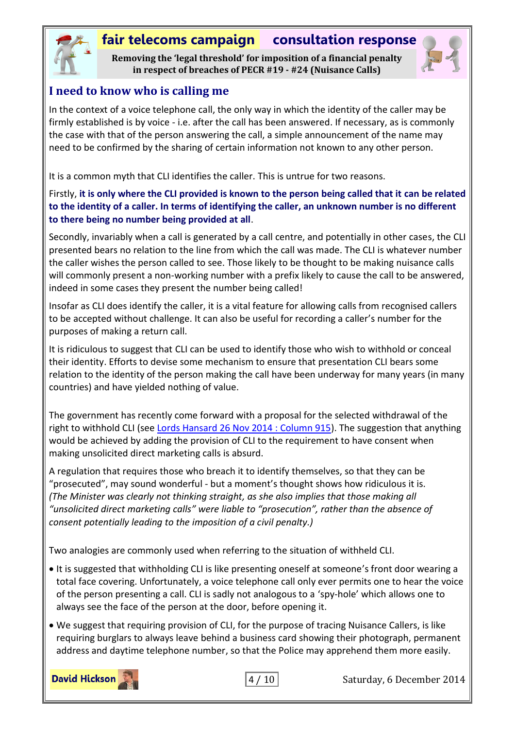## I need to know who is calling me

In the context of a voice telephone call, the only way in which the identity of the caller may be firmly established is by voice - i.e. after the call has been answered. If necessary, as is commonly the case with that of the person answering the call, a simple announcement of the name may need to be confirmed by the sharing of certain information not known to any other person.

It is a common myth that CLI identifies the caller. This is untrue for two reasons.

Firstly, **it is only where the CLI provided is known to the person being called that it can be related to the identity of a caller. In terms of identifying the caller, an unknown number is no different to there being no number being provided at all**.

Secondly, invariably when a call is generated by a call centre, and potentially in other cases, the CLI presented bears no relation to the line from which the call was made. The CLI is whatever number the caller wishes the person called to see. Those likely to be thought to be making nuisance calls will commonly present a non-working number with a prefix likely to cause the call to be answered, indeed in some cases they present the number being called!

Insofar as CLI does identify the caller, it is a vital feature for allowing calls from recognised callers to be accepted without challenge. It can also be useful for recording a caller's number for the purposes of making a return call.

It is ridiculous to suggest that CLI can be used to identify those who wish to withhold or conceal their identity. Efforts to devise some mechanism to ensure that presentation CLI bears some relation to the identity of the person making the call have been underway for many years (in many countries) and have yielded nothing of value.

The government has recently come forward with a proposal for the selected withdrawal of the right to withhold CLI (see Lords Hansard 26 Nov 2014 : Column 915). The suggestion that anything would be achieved by adding the provision of CLI to the requirement to have consent when making unsolicited direct marketing calls is absurd.

A regulation that requires those who breach it to identify themselves, so that they can be "prosecuted", may sound wonderful - but a moment's thought shows how ridiculous it is. *(The Minister was clearly not thinking straight, as she also implies that those making all "unsolicited direct marketing calls" were liable to "prosecution", rather than the absence of consent potentially leading to the imposition of a civil penalty.)*

Two analogies are commonly used when referring to the situation of withheld CLI.

- It is suggested that withholding CLI is like presenting oneself at someone's front door wearing a total face covering. Unfortunately, a voice telephone call only ever permits one to hear the voice of the person presenting a call. CLI is sadly not analogous to a 'spy-hole' which allows one to always see the face of the person at the door, before opening it.
- We suggest that requiring provision of CLI, for the purpose of tracing Nuisance Callers, is like requiring burglars to always leave behind a business card showing their photograph, permanent address and daytime telephone number, so that the Police may apprehend them more easily.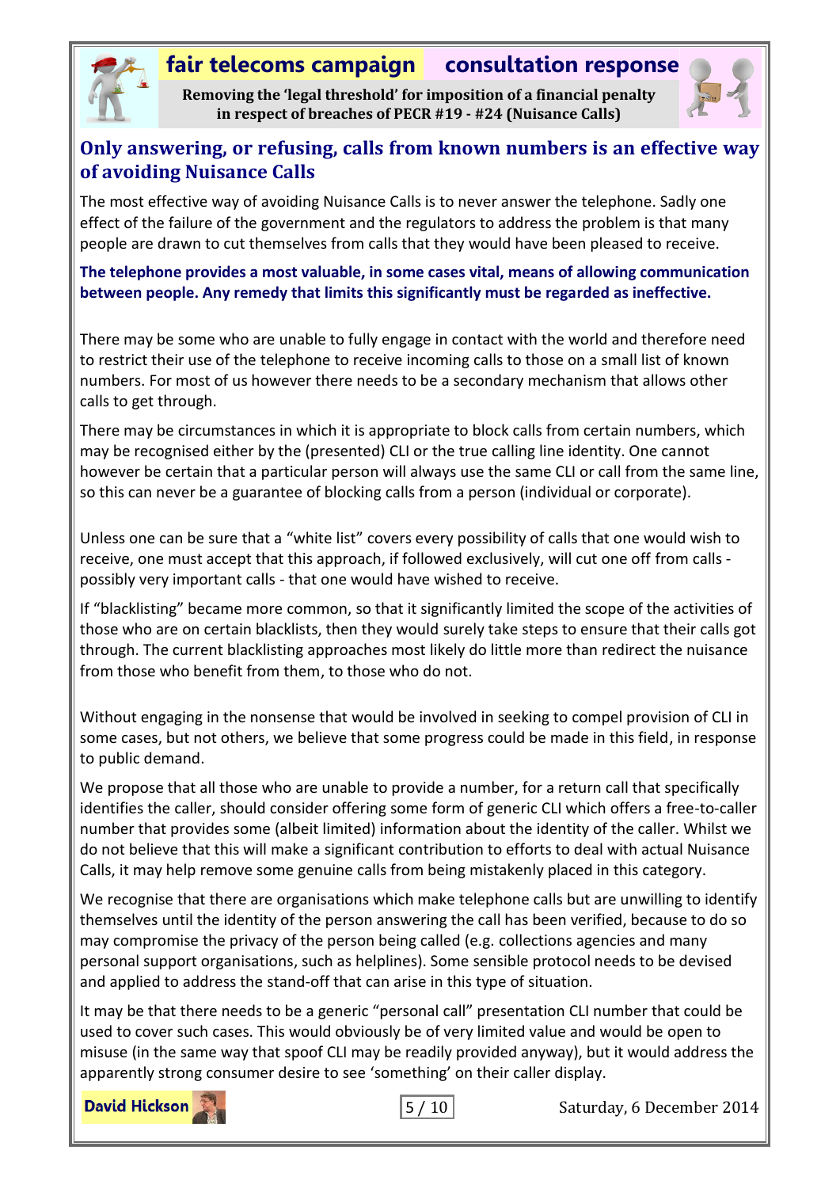## Only answering, or refusing, calls from known numbers is an effective way of avoiding Nuisance Calls

The most effective way of avoiding Nuisance Calls is to never answer the telephone. Sadly one effect of the failure of the government and the regulators to address the problem is that many people are drawn to cut themselves from calls that they would have been pleased to receive.

**The telephone provides a most valuable, in some cases vital, means of allowing communication between people. Any remedy that limits this significantly must be regarded as ineffective.**

There may be some who are unable to fully engage in contact with the world and therefore need to restrict their use of the telephone to receive incoming calls to those on a small list of known numbers. For most of us however there needs to be a secondary mechanism that allows other calls to get through.

There may be circumstances in which it is appropriate to block calls from certain numbers, which may be recognised either by the (presented) CLI or the true calling line identity. One cannot however be certain that a particular person will always use the same CLI or call from the same line, so this can never be a guarantee of blocking calls from a person (individual or corporate).

Unless one can be sure that a "white list" covers every possibility of calls that one would wish to receive, one must accept that this approach, if followed exclusively, will cut one off from calls - possibly very important calls - that one would have wished to receive.

If "blacklisting" became more common, so that it significantly limited the scope of the activities of those who are on certain blacklists, then they would surely take steps to ensure that their calls got through. The current blacklisting approaches most likely do little more than redirect the nuisance from those who benefit from them, to those who do not.

Without engaging in the nonsense that would be involved in seeking to compel provision of CLI in some cases, but not others, we believe that some progress could be made in this field, in response to public demand.

We propose that all those who are unable to provide a number, for a return call that specifically identifies the caller, should consider offering some form of generic CLI which offers a free-to-caller number that provides some (albeit limited) information about the identity of the caller. Whilst we do not believe that this will make a significant contribution to efforts to deal with actual Nuisance Calls, it may help remove some genuine calls from being mistakenly placed in this category.

We recognise that there are organisations which make telephone calls but are unwilling to identify themselves until the identity of the person answering the call has been verified, because to do so may compromise the privacy of the person being called (e.g. collections agencies and many personal support organisations, such as helplines). Some sensible protocol needs to be devised and applied to address the stand-off that can arise in this type of situation.

It may be that there needs to be a generic "personal call" presentation CLI number that could be used to cover such cases. This would obviously be of very limited value and would be open to misuse (in the same way that spoof CLI may be readily provided anyway), but it would address the apparently strong consumer desire to see 'something' on their caller display.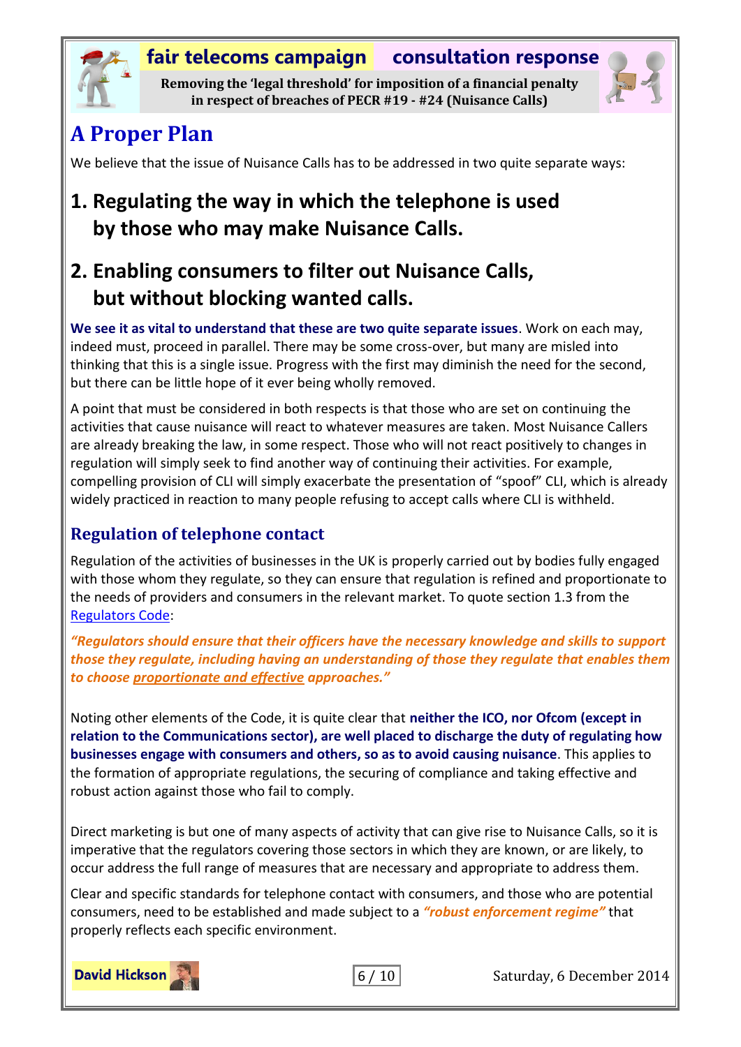## A Proper Plan

We believe that the issue of Nuisance Calls has to be addressed in two quite separate ways:

### 1. Regulating the way in which the telephone is used by those who may make Nuisance Calls.

### 2. Enabling consumers to filter out Nuisance Calls, but without blocking wanted calls.

**We see it as vital to understand that these are two quite separate issues**. Work on each may, indeed must, proceed in parallel. There may be some cross-over, but many are misled into thinking that this is a single issue. Progress with the first may diminish the need for the second, but there can be little hope of it ever being wholly removed.

A point that must be considered in both respects is that those who are set on continuing the activities that cause nuisance will react to whatever measures are taken. Most Nuisance Callers are already breaking the law, in some respect. Those who will not react positively to changes in regulation will simply seek to find another way of continuing their activities. For example, compelling provision of CLI will simply exacerbate the presentation of "spoof" CLI, which is already widely practiced in reaction to many people refusing to accept calls where CLI is withheld.

### Regulation of telephone contact

Regulation of the activities of businesses in the UK is properly carried out by bodies fully engaged with those whom they regulate, so they can ensure that regulation is refined and proportionate to the needs of providers and consumers in the relevant market. To quote section 1.3 from the Regulators Code:

***"Regulators should ensure that their officers have the necessary knowledge and skills to support those they regulate, including having an understanding of those they regulate that enables them to choose proportionate and effective approaches."***

Noting other elements of the Code, it is quite clear that **neither the ICO, nor Ofcom (except in relation to the Communications sector), are well placed to discharge the duty of regulating how businesses engage with consumers and others, so as to avoid causing nuisance**. This applies to the formation of appropriate regulations, the securing of compliance and taking effective and robust action against those who fail to comply.

Direct marketing is but one of many aspects of activity that can give rise to Nuisance Calls, so it is imperative that the regulators covering those sectors in which they are known, or are likely, to occur address the full range of measures that are necessary and appropriate to address them.

Clear and specific standards for telephone contact with consumers, and those who are potential consumers, need to be established and made subject to a ***"robust enforcement regime"*** that properly reflects each specific environment.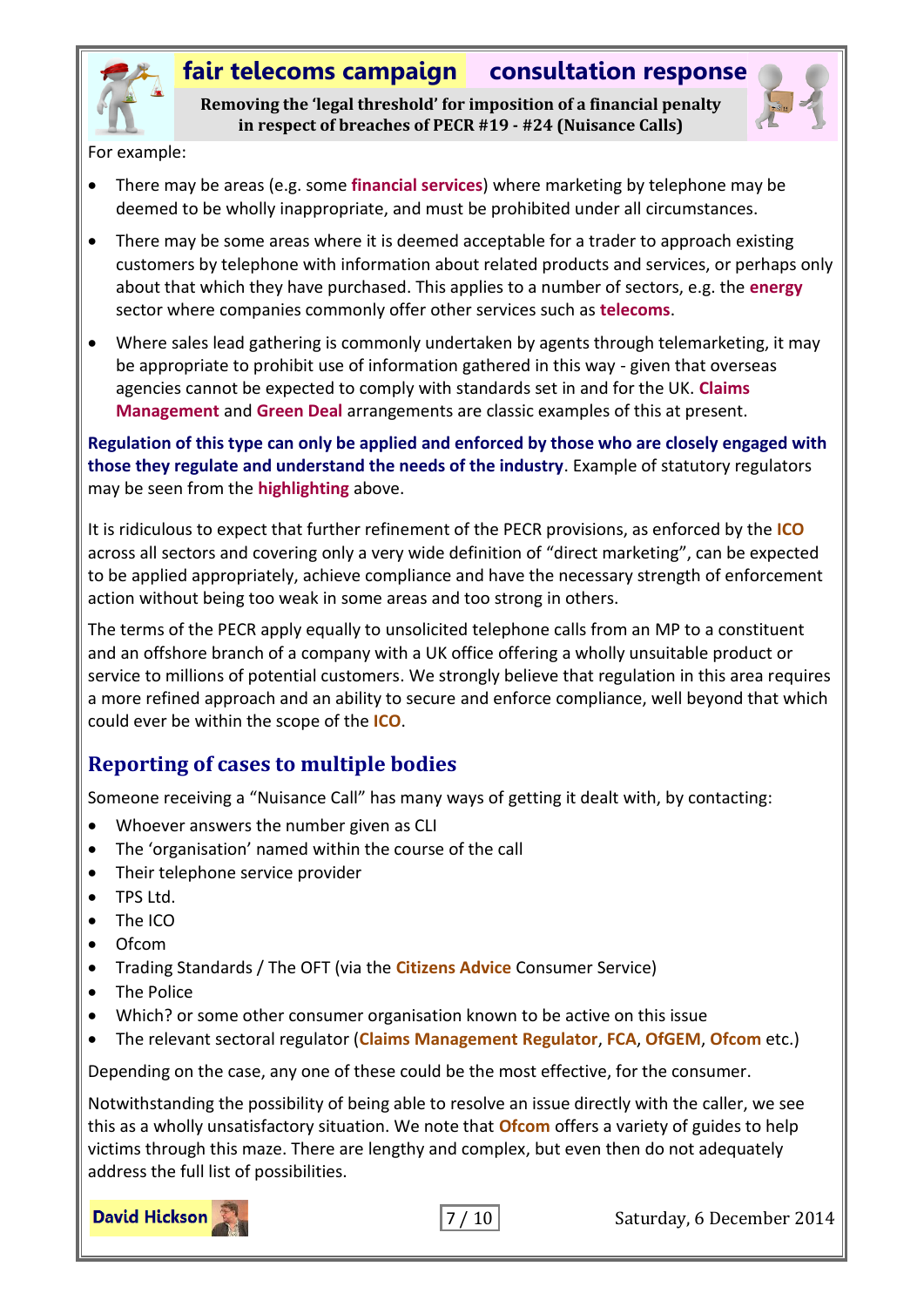For example:

- There may be areas (e.g. some **financial services**) where marketing by telephone may be deemed to be wholly inappropriate, and must be prohibited under all circumstances.
- There may be some areas where it is deemed acceptable for a trader to approach existing customers by telephone with information about related products and services, or perhaps only about that which they have purchased. This applies to a number of sectors, e.g. the **energy** sector where companies commonly offer other services such as **telecoms**.
- Where sales lead gathering is commonly undertaken by agents through telemarketing, it may be appropriate to prohibit use of information gathered in this way - given that overseas agencies cannot be expected to comply with standards set in and for the UK. **Claims Management** and **Green Deal** arrangements are classic examples of this at present.

**Regulation of this type can only be applied and enforced by those who are closely engaged with those they regulate and understand the needs of the industry**. Example of statutory regulators may be seen from the **highlighting** above.

It is ridiculous to expect that further refinement of the PECR provisions, as enforced by the **ICO** across all sectors and covering only a very wide definition of "direct marketing", can be expected to be applied appropriately, achieve compliance and have the necessary strength of enforcement action without being too weak in some areas and too strong in others.

The terms of the PECR apply equally to unsolicited telephone calls from an MP to a constituent and an offshore branch of a company with a UK office offering a wholly unsuitable product or service to millions of potential customers. We strongly believe that regulation in this area requires a more refined approach and an ability to secure and enforce compliance, well beyond that which could ever be within the scope of the **ICO**.

## Reporting of cases to multiple bodies

Someone receiving a "Nuisance Call" has many ways of getting it dealt with, by contacting:

- Whoever answers the number given as CLI
- The 'organisation' named within the course of the call
- Their telephone service provider
- TPS Ltd.
- The ICO
- Ofcom
- Trading Standards / The OFT (via the **Citizens Advice** Consumer Service)
- The Police
- Which? or some other consumer organisation known to be active on this issue
- The relevant sectoral regulator (**Claims Management Regulator**, **FCA**, **OfGEM**, **Ofcom** etc.)

Depending on the case, any one of these could be the most effective, for the consumer.

Notwithstanding the possibility of being able to resolve an issue directly with the caller, we see this as a wholly unsatisfactory situation. We note that **Ofcom** offers a variety of guides to help victims through this maze. There are lengthy and complex, but even then do not adequately address the full list of possibilities.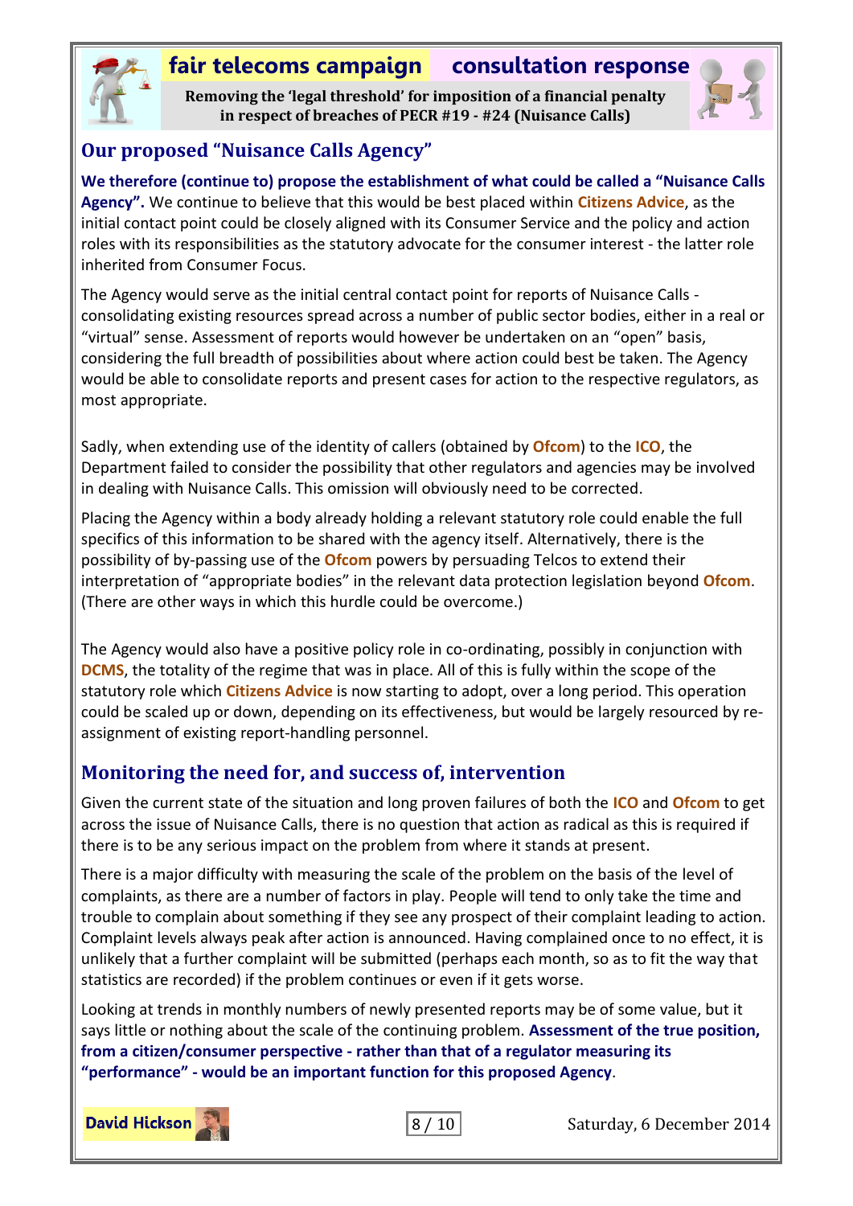## Our proposed "Nuisance Calls Agency"

**We therefore (continue to) propose the establishment of what could be called a "Nuisance Calls Agency".** We continue to believe that this would be best placed within **Citizens Advice**, as the initial contact point could be closely aligned with its Consumer Service and the policy and action roles with its responsibilities as the statutory advocate for the consumer interest - the latter role inherited from Consumer Focus.

The Agency would serve as the initial central contact point for reports of Nuisance Calls - consolidating existing resources spread across a number of public sector bodies, either in a real or "virtual" sense. Assessment of reports would however be undertaken on an "open" basis, considering the full breadth of possibilities about where action could best be taken. The Agency would be able to consolidate reports and present cases for action to the respective regulators, as most appropriate.

Sadly, when extending use of the identity of callers (obtained by **Ofcom**) to the **ICO**, the Department failed to consider the possibility that other regulators and agencies may be involved in dealing with Nuisance Calls. This omission will obviously need to be corrected.

Placing the Agency within a body already holding a relevant statutory role could enable the full specifics of this information to be shared with the agency itself. Alternatively, there is the possibility of by-passing use of the **Ofcom** powers by persuading Telcos to extend their interpretation of "appropriate bodies" in the relevant data protection legislation beyond **Ofcom**. (There are other ways in which this hurdle could be overcome.)

The Agency would also have a positive policy role in co-ordinating, possibly in conjunction with **DCMS**, the totality of the regime that was in place. All of this is fully within the scope of the statutory role which **Citizens Advice** is now starting to adopt, over a long period. This operation could be scaled up or down, depending on its effectiveness, but would be largely resourced by re-assignment of existing report-handling personnel.

## Monitoring the need for, and success of, intervention

Given the current state of the situation and long proven failures of both the **ICO** and **Ofcom** to get across the issue of Nuisance Calls, there is no question that action as radical as this is required if there is to be any serious impact on the problem from where it stands at present.

There is a major difficulty with measuring the scale of the problem on the basis of the level of complaints, as there are a number of factors in play. People will tend to only take the time and trouble to complain about something if they see any prospect of their complaint leading to action. Complaint levels always peak after action is announced. Having complained once to no effect, it is unlikely that a further complaint will be submitted (perhaps each month, so as to fit the way that statistics are recorded) if the problem continues or even if it gets worse.

Looking at trends in monthly numbers of newly presented reports may be of some value, but it says little or nothing about the scale of the continuing problem. **Assessment of the true position, from a citizen/consumer perspective - rather than that of a regulator measuring its "performance" - would be an important function for this proposed Agency**.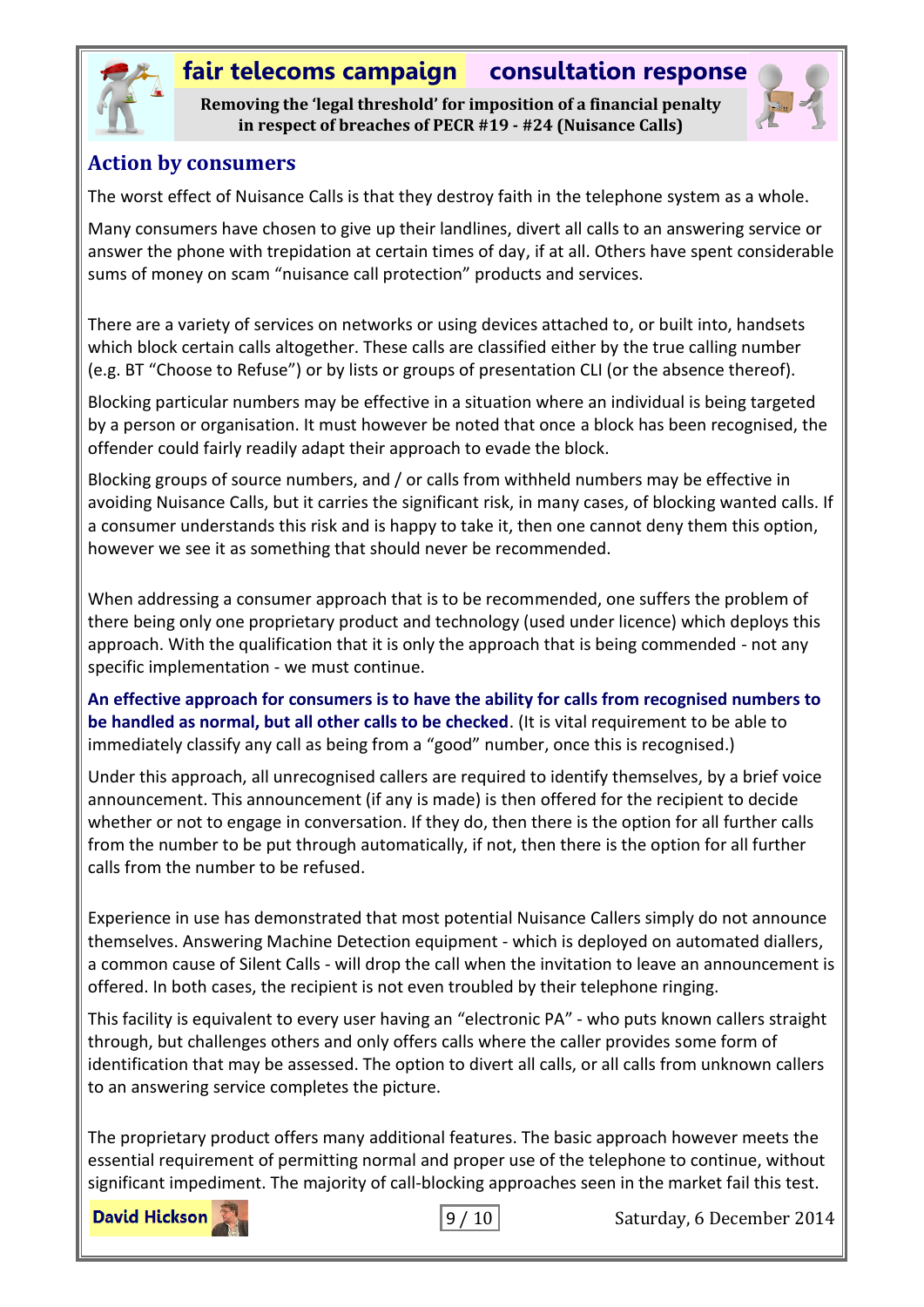## Action by consumers

The worst effect of Nuisance Calls is that they destroy faith in the telephone system as a whole.

Many consumers have chosen to give up their landlines, divert all calls to an answering service or answer the phone with trepidation at certain times of day, if at all. Others have spent considerable sums of money on scam "nuisance call protection" products and services.

There are a variety of services on networks or using devices attached to, or built into, handsets which block certain calls altogether. These calls are classified either by the true calling number (e.g. BT "Choose to Refuse") or by lists or groups of presentation CLI (or the absence thereof).

Blocking particular numbers may be effective in a situation where an individual is being targeted by a person or organisation. It must however be noted that once a block has been recognised, the offender could fairly readily adapt their approach to evade the block.

Blocking groups of source numbers, and / or calls from withheld numbers may be effective in avoiding Nuisance Calls, but it carries the significant risk, in many cases, of blocking wanted calls. If a consumer understands this risk and is happy to take it, then one cannot deny them this option, however we see it as something that should never be recommended.

When addressing a consumer approach that is to be recommended, one suffers the problem of there being only one proprietary product and technology (used under licence) which deploys this approach. With the qualification that it is only the approach that is being commended - not any specific implementation - we must continue.

**An effective approach for consumers is to have the ability for calls from recognised numbers to be handled as normal, but all other calls to be checked**. (It is vital requirement to be able to immediately classify any call as being from a "good" number, once this is recognised.)

Under this approach, all unrecognised callers are required to identify themselves, by a brief voice announcement. This announcement (if any is made) is then offered for the recipient to decide whether or not to engage in conversation. If they do, then there is the option for all further calls from the number to be put through automatically, if not, then there is the option for all further calls from the number to be refused.

Experience in use has demonstrated that most potential Nuisance Callers simply do not announce themselves. Answering Machine Detection equipment - which is deployed on automated diallers, a common cause of Silent Calls - will drop the call when the invitation to leave an announcement is offered. In both cases, the recipient is not even troubled by their telephone ringing.

This facility is equivalent to every user having an "electronic PA" - who puts known callers straight through, but challenges others and only offers calls where the caller provides some form of identification that may be assessed. The option to divert all calls, or all calls from unknown callers to an answering service completes the picture.

The proprietary product offers many additional features. The basic approach however meets the essential requirement of permitting normal and proper use of the telephone to continue, without significant impediment. The majority of call-blocking approaches seen in the market fail this test.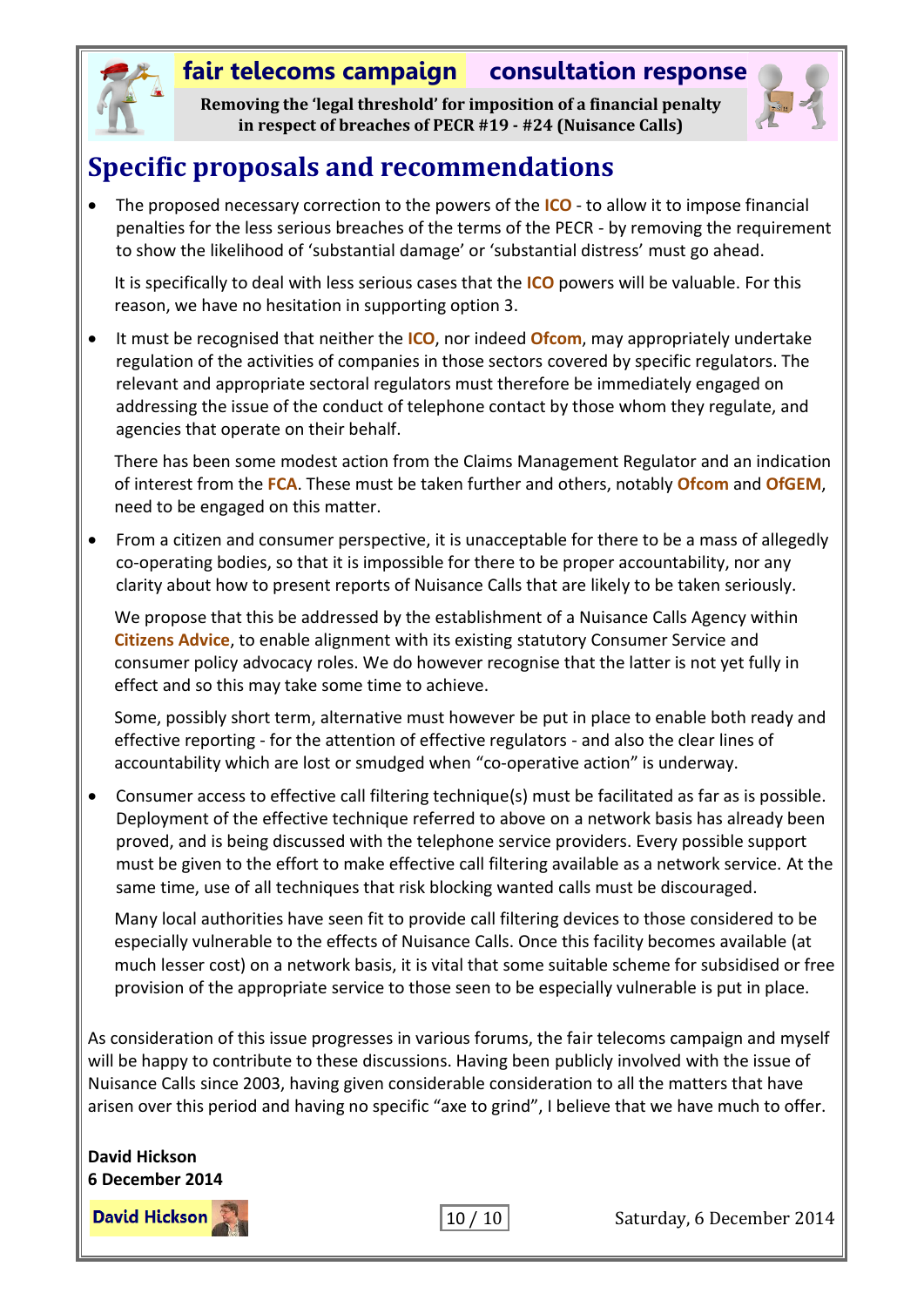## Specific proposals and recommendations

- The proposed necessary correction to the powers of the **ICO** - to allow it to impose financial penalties for the less serious breaches of the terms of the PECR - by removing the requirement to show the likelihood of 'substantial damage' or 'substantial distress' must go ahead.

  It is specifically to deal with less serious cases that the **ICO** powers will be valuable. For this reason, we have no hesitation in supporting option 3.

- It must be recognised that neither the **ICO**, nor indeed **Ofcom**, may appropriately undertake regulation of the activities of companies in those sectors covered by specific regulators. The relevant and appropriate sectoral regulators must therefore be immediately engaged on addressing the issue of the conduct of telephone contact by those whom they regulate, and agencies that operate on their behalf.

  There has been some modest action from the Claims Management Regulator and an indication of interest from the **FCA**. These must be taken further and others, notably **Ofcom** and **OfGEM**, need to be engaged on this matter.

- From a citizen and consumer perspective, it is unacceptable for there to be a mass of allegedly co-operating bodies, so that it is impossible for there to be proper accountability, nor any clarity about how to present reports of Nuisance Calls that are likely to be taken seriously.

  We propose that this be addressed by the establishment of a Nuisance Calls Agency within **Citizens Advice**, to enable alignment with its existing statutory Consumer Service and consumer policy advocacy roles. We do however recognise that the latter is not yet fully in effect and so this may take some time to achieve.

  Some, possibly short term, alternative must however be put in place to enable both ready and effective reporting - for the attention of effective regulators - and also the clear lines of accountability which are lost or smudged when "co-operative action" is underway.

- Consumer access to effective call filtering technique(s) must be facilitated as far as is possible. Deployment of the effective technique referred to above on a network basis has already been proved, and is being discussed with the telephone service providers. Every possible support must be given to the effort to make effective call filtering available as a network service. At the same time, use of all techniques that risk blocking wanted calls must be discouraged.

  Many local authorities have seen fit to provide call filtering devices to those considered to be especially vulnerable to the effects of Nuisance Calls. Once this facility becomes available (at much lesser cost) on a network basis, it is vital that some suitable scheme for subsidised or free provision of the appropriate service to those seen to be especially vulnerable is put in place.

As consideration of this issue progresses in various forums, the fair telecoms campaign and myself will be happy to contribute to these discussions. Having been publicly involved with the issue of Nuisance Calls since 2003, having given considerable consideration to all the matters that have arisen over this period and having no specific "axe to grind", I believe that we have much to offer.

**David Hickson**
**6 December 2014**